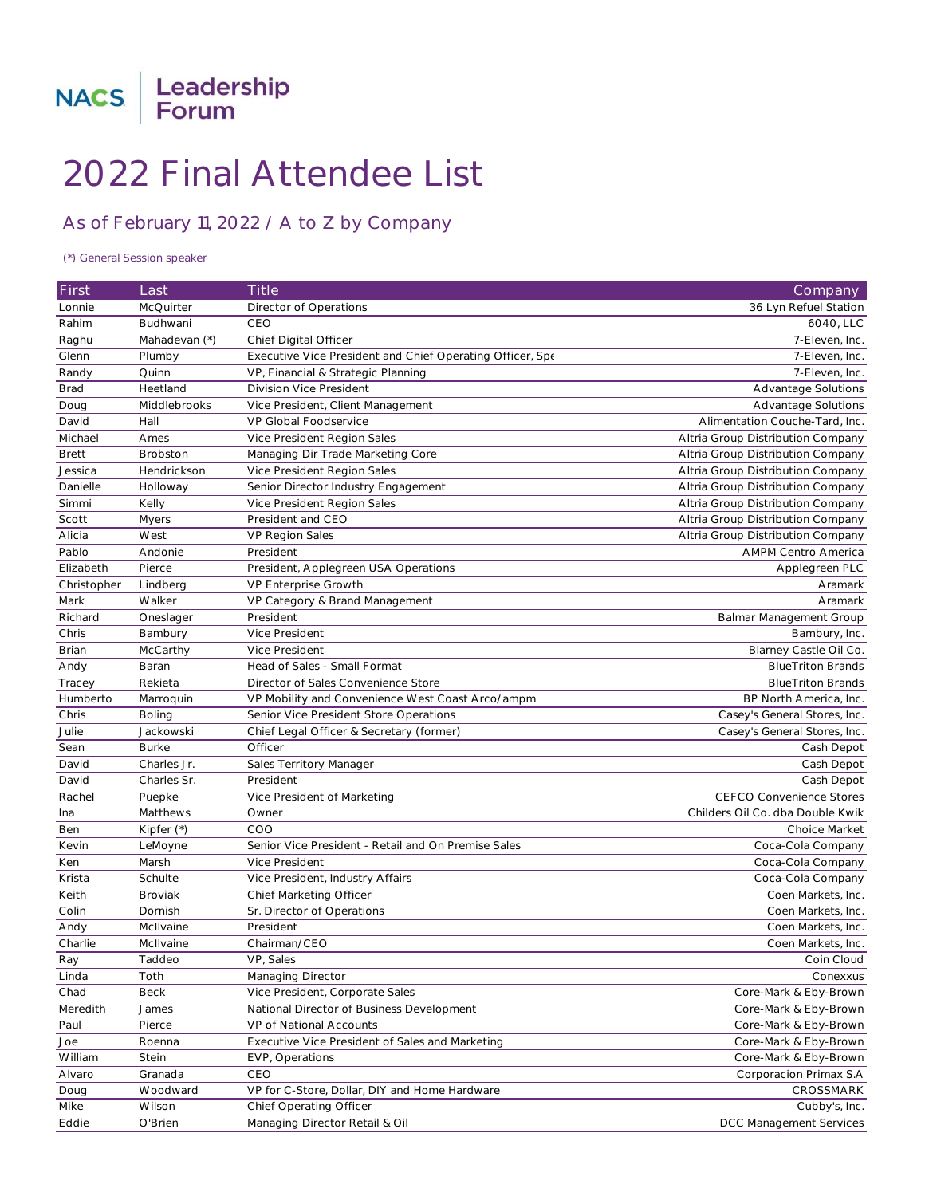NACS | Leadership Forum

# 2022 Final Attendee List

## As of February 11, 2022 / A to Z by Company

(*) General Session speaker

| First | Last | Title | Company |
|---|---|---|---|
| Lonnie | McQuirter | Director of Operations | 36 Lyn Refuel Station |
| Rahim | Budhwani | CEO | 6040, LLC |
| Raghu | Mahadevan (*) | Chief Digital Officer | 7-Eleven, Inc. |
| Glenn | Plumby | Executive Vice President and Chief Operating Officer, Spe | 7-Eleven, Inc. |
| Randy | Quinn | VP, Financial & Strategic Planning | 7-Eleven, Inc. |
| Brad | Heetland | Division Vice President | Advantage Solutions |
| Doug | Middlebrooks | Vice President, Client Management | Advantage Solutions |
| David | Hall | VP Global Foodservice | Alimentation Couche-Tard, Inc. |
| Michael | Ames | Vice President Region Sales | Altria Group Distribution Company |
| Brett | Brobston | Managing Dir Trade Marketing Core | Altria Group Distribution Company |
| Jessica | Hendrickson | Vice President Region Sales | Altria Group Distribution Company |
| Danielle | Holloway | Senior Director Industry Engagement | Altria Group Distribution Company |
| Simmi | Kelly | Vice President Region Sales | Altria Group Distribution Company |
| Scott | Myers | President and CEO | Altria Group Distribution Company |
| Alicia | West | VP Region Sales | Altria Group Distribution Company |
| Pablo | Andonie | President | AMPM Centro America |
| Elizabeth | Pierce | President, Applegreen USA Operations | Applegreen PLC |
| Christopher | Lindberg | VP Enterprise Growth | Aramark |
| Mark | Walker | VP Category & Brand Management | Aramark |
| Richard | Oneslager | President | Balmar Management Group |
| Chris | Bambury | Vice President | Bambury, Inc. |
| Brian | McCarthy | Vice President | Blarney Castle Oil Co. |
| Andy | Baran | Head of Sales - Small Format | BlueTriton Brands |
| Tracey | Rekieta | Director of Sales Convenience Store | BlueTriton Brands |
| Humberto | Marroquin | VP Mobility and Convenience West Coast Arco/ampm | BP North America, Inc. |
| Chris | Boling | Senior Vice President Store Operations | Casey's General Stores, Inc. |
| Julie | Jackowski | Chief Legal Officer & Secretary (former) | Casey's General Stores, Inc. |
| Sean | Burke | Officer | Cash Depot |
| David | Charles Jr. | Sales Territory Manager | Cash Depot |
| David | Charles Sr. | President | Cash Depot |
| Rachel | Puepke | Vice President of Marketing | CEFCO Convenience Stores |
| Ina | Matthews | Owner | Childers Oil Co. dba Double Kwik |
| Ben | Kipfer (*) | COO | Choice Market |
| Kevin | LeMoyne | Senior Vice President - Retail and On Premise Sales | Coca-Cola Company |
| Ken | Marsh | Vice President | Coca-Cola Company |
| Krista | Schulte | Vice President, Industry Affairs | Coca-Cola Company |
| Keith | Broviak | Chief Marketing Officer | Coen Markets, Inc. |
| Colin | Dornish | Sr. Director of Operations | Coen Markets, Inc. |
| Andy | McIlvaine | President | Coen Markets, Inc. |
| Charlie | McIlvaine | Chairman/CEO | Coen Markets, Inc. |
| Ray | Taddeo | VP, Sales | Coin Cloud |
| Linda | Toth | Managing Director | Conexxus |
| Chad | Beck | Vice President, Corporate Sales | Core-Mark & Eby-Brown |
| Meredith | James | National Director of Business Development | Core-Mark & Eby-Brown |
| Paul | Pierce | VP of National Accounts | Core-Mark & Eby-Brown |
| Joe | Roenna | Executive Vice President of Sales and Marketing | Core-Mark & Eby-Brown |
| William | Stein | EVP, Operations | Core-Mark & Eby-Brown |
| Alvaro | Granada | CEO | Corporacion Primax S.A |
| Doug | Woodward | VP for C-Store, Dollar, DIY and Home Hardware | CROSSMARK |
| Mike | Wilson | Chief Operating Officer | Cubby's, Inc. |
| Eddie | O'Brien | Managing Director Retail & Oil | DCC Management Services |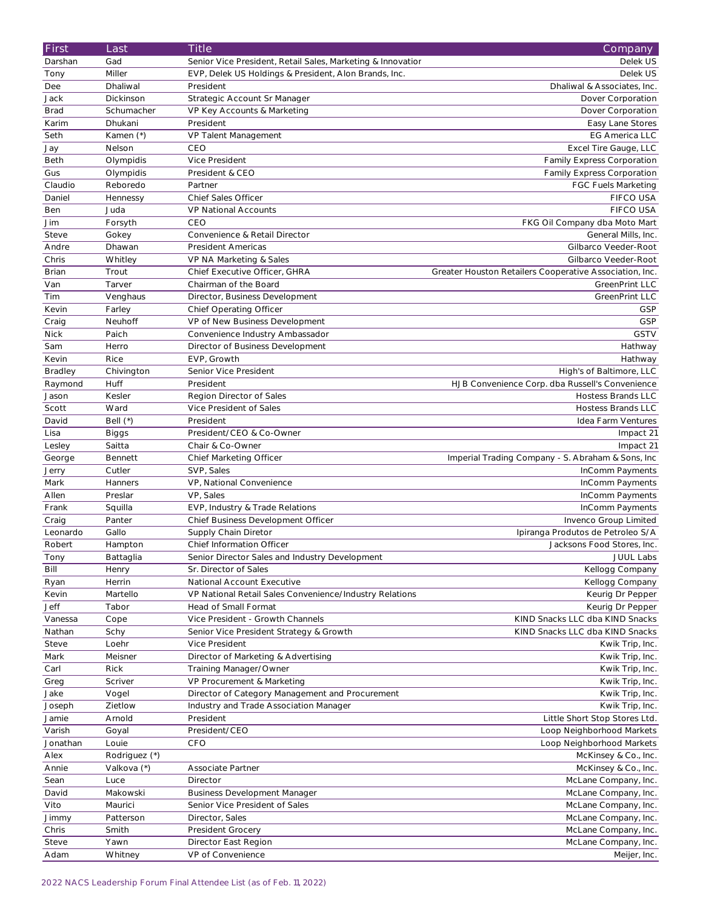| First | Last | Title | Company |
| --- | --- | --- | --- |
| Darshan | Gad | Senior Vice President, Retail Sales, Marketing & Innovatior | Delek US |
| Tony | Miller | EVP, Delek US Holdings & President, Alon Brands, Inc. | Delek US |
| Dee | Dhaliwal | President | Dhaliwal & Associates, Inc. |
| Jack | Dickinson | Strategic Account Sr Manager | Dover Corporation |
| Brad | Schumacher | VP Key Accounts & Marketing | Dover Corporation |
| Karim | Dhukani | President | Easy Lane Stores |
| Seth | Kamen (*) | VP Talent Management | EG America LLC |
| Jay | Nelson | CEO | Excel Tire Gauge, LLC |
| Beth | Olympidis | Vice President | Family Express Corporation |
| Gus | Olympidis | President & CEO | Family Express Corporation |
| Claudio | Reboredo | Partner | FGC Fuels Marketing |
| Daniel | Hennessy | Chief Sales Officer | FIFCO USA |
| Ben | Juda | VP National Accounts | FIFCO USA |
| Jim | Forsyth | CEO | FKG Oil Company dba Moto Mart |
| Steve | Gokey | Convenience & Retail Director | General Mills, Inc. |
| Andre | Dhawan | President Americas | Gilbarco Veeder-Root |
| Chris | Whitley | VP NA Marketing & Sales | Gilbarco Veeder-Root |
| Brian | Trout | Chief Executive Officer, GHRA | Greater Houston Retailers Cooperative Association, Inc. |
| Van | Tarver | Chairman of the Board | GreenPrint LLC |
| Tim | Venghaus | Director, Business Development | GreenPrint LLC |
| Kevin | Farley | Chief Operating Officer | GSP |
| Craig | Neuhoff | VP of New Business Development | GSP |
| Nick | Paich | Convenience Industry Ambassador | GSTV |
| Sam | Herro | Director of Business Development | Hathway |
| Kevin | Rice | EVP, Growth | Hathway |
| Bradley | Chivington | Senior Vice President | High's of Baltimore, LLC |
| Raymond | Huff | President | HJB Convenience Corp. dba Russell's Convenience |
| Jason | Kesler | Region Director of Sales | Hostess Brands LLC |
| Scott | Ward | Vice President of Sales | Hostess Brands LLC |
| David | Bell (*) | President | Idea Farm Ventures |
| Lisa | Biggs | President/CEO & Co-Owner | Impact 21 |
| Lesley | Saitta | Chair & Co-Owner | Impact 21 |
| George | Bennett | Chief Marketing Officer | Imperial Trading Company - S. Abraham & Sons, Inc |
| Jerry | Cutler | SVP, Sales | InComm Payments |
| Mark | Hanners | VP, National Convenience | InComm Payments |
| Allen | Preslar | VP, Sales | InComm Payments |
| Frank | Squilla | EVP, Industry & Trade Relations | InComm Payments |
| Craig | Panter | Chief Business Development Officer | Invenco Group Limited |
| Leonardo | Gallo | Supply Chain Diretor | Ipiranga Produtos de Petroleo S/A |
| Robert | Hampton | Chief Information Officer | Jacksons Food Stores, Inc. |
| Tony | Battaglia | Senior Director Sales and Industry Development | JUUL Labs |
| Bill | Henry | Sr. Director of Sales | Kellogg Company |
| Ryan | Herrin | National Account Executive | Kellogg Company |
| Kevin | Martello | VP National Retail Sales Convenience/Industry Relations | Keurig Dr Pepper |
| Jeff | Tabor | Head of Small Format | Keurig Dr Pepper |
| Vanessa | Cope | Vice President - Growth Channels | KIND Snacks LLC dba KIND Snacks |
| Nathan | Schy | Senior Vice President Strategy & Growth | KIND Snacks LLC dba KIND Snacks |
| Steve | Loehr | Vice President | Kwik Trip, Inc. |
| Mark | Meisner | Director of Marketing & Advertising | Kwik Trip, Inc. |
| Carl | Rick | Training Manager/Owner | Kwik Trip, Inc. |
| Greg | Scriver | VP Procurement & Marketing | Kwik Trip, Inc. |
| Jake | Vogel | Director of Category Management and Procurement | Kwik Trip, Inc. |
| Joseph | Zietlow | Industry and Trade Association Manager | Kwik Trip, Inc. |
| Jamie | Arnold | President | Little Short Stop Stores Ltd. |
| Varish | Goyal | President/CEO | Loop Neighborhood Markets |
| Jonathan | Louie | CFO | Loop Neighborhood Markets |
| Alex | Rodriguez (*) | | McKinsey & Co., Inc. |
| Annie | Valkova (*) | Associate Partner | McKinsey & Co., Inc. |
| Sean | Luce | Director | McLane Company, Inc. |
| David | Makowski | Business Development Manager | McLane Company, Inc. |
| Vito | Maurici | Senior Vice President of Sales | McLane Company, Inc. |
| Jimmy | Patterson | Director, Sales | McLane Company, Inc. |
| Chris | Smith | President Grocery | McLane Company, Inc. |
| Steve | Yawn | Director East Region | McLane Company, Inc. |
| Adam | Whitney | VP of Convenience | Meijer, Inc. |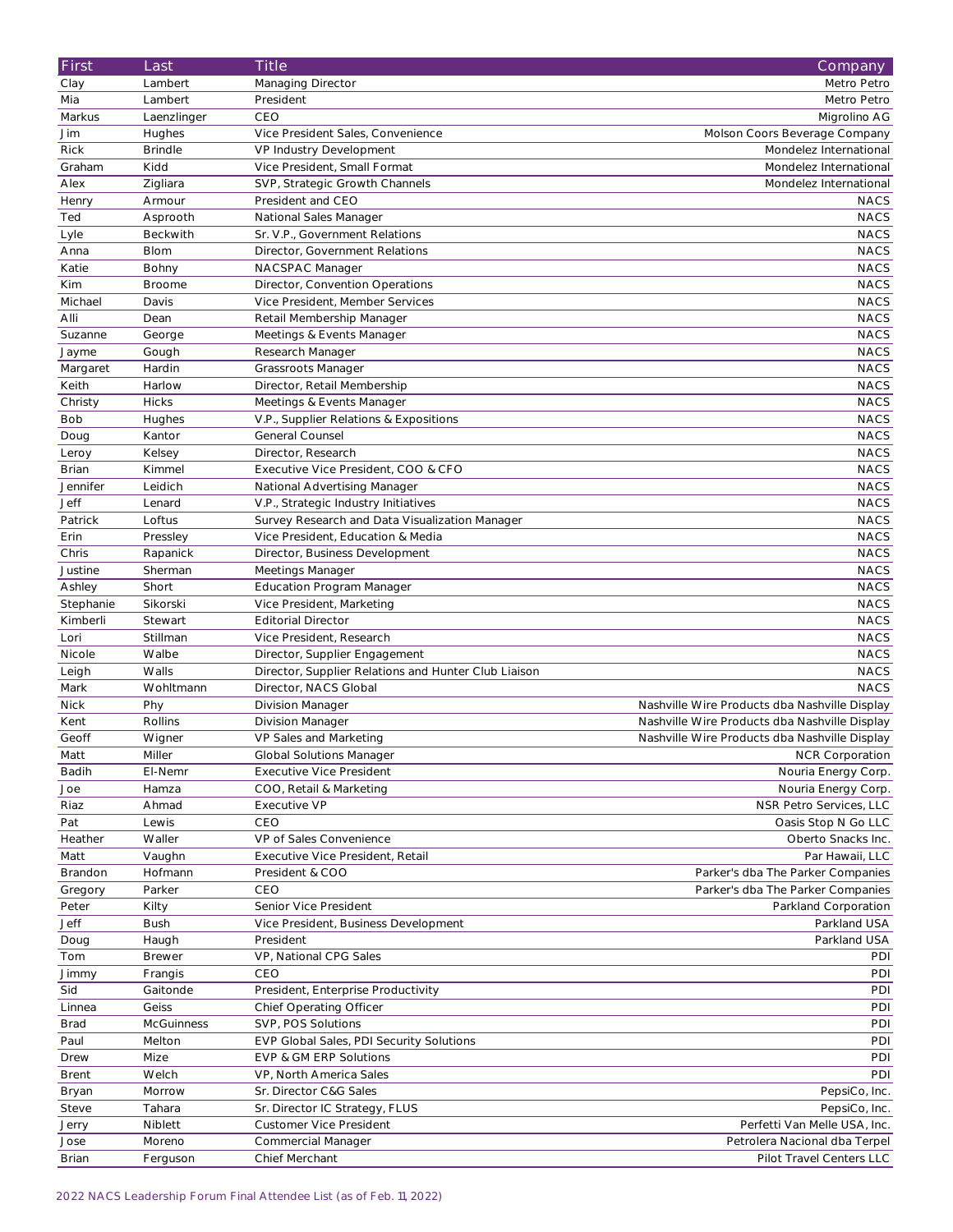| First | Last | Title | Company |
| --- | --- | --- | --- |
| Clay | Lambert | Managing Director | Metro Petro |
| Mia | Lambert | President | Metro Petro |
| Markus | Laenzlinger | CEO | Migrolino AG |
| Jim | Hughes | Vice President Sales, Convenience | Molson Coors Beverage Company |
| Rick | Brindle | VP Industry Development | Mondelez International |
| Graham | Kidd | Vice President, Small Format | Mondelez International |
| Alex | Zigliara | SVP, Strategic Growth Channels | Mondelez International |
| Henry | Armour | President and CEO | NACS |
| Ted | Asprooth | National Sales Manager | NACS |
| Lyle | Beckwith | Sr. V.P., Government Relations | NACS |
| Anna | Blom | Director, Government Relations | NACS |
| Katie | Bohny | NACSPAC Manager | NACS |
| Kim | Broome | Director, Convention Operations | NACS |
| Michael | Davis | Vice President, Member Services | NACS |
| Alli | Dean | Retail Membership Manager | NACS |
| Suzanne | George | Meetings & Events Manager | NACS |
| Jayme | Gough | Research Manager | NACS |
| Margaret | Hardin | Grassroots Manager | NACS |
| Keith | Harlow | Director, Retail Membership | NACS |
| Christy | Hicks | Meetings & Events Manager | NACS |
| Bob | Hughes | V.P., Supplier Relations & Expositions | NACS |
| Doug | Kantor | General Counsel | NACS |
| Leroy | Kelsey | Director, Research | NACS |
| Brian | Kimmel | Executive Vice President, COO & CFO | NACS |
| Jennifer | Leidich | National Advertising Manager | NACS |
| Jeff | Lenard | V.P., Strategic Industry Initiatives | NACS |
| Patrick | Loftus | Survey Research and Data Visualization Manager | NACS |
| Erin | Pressley | Vice President, Education & Media | NACS |
| Chris | Rapanick | Director, Business Development | NACS |
| Justine | Sherman | Meetings Manager | NACS |
| Ashley | Short | Education Program Manager | NACS |
| Stephanie | Sikorski | Vice President, Marketing | NACS |
| Kimberli | Stewart | Editorial Director | NACS |
| Lori | Stillman | Vice President, Research | NACS |
| Nicole | Walbe | Director, Supplier Engagement | NACS |
| Leigh | Walls | Director, Supplier Relations and Hunter Club Liaison | NACS |
| Mark | Wohltmann | Director, NACS Global | NACS |
| Nick | Phy | Division Manager | Nashville Wire Products dba Nashville Display |
| Kent | Rollins | Division Manager | Nashville Wire Products dba Nashville Display |
| Geoff | Wigner | VP Sales and Marketing | Nashville Wire Products dba Nashville Display |
| Matt | Miller | Global Solutions Manager | NCR Corporation |
| Badih | El-Nemr | Executive Vice President | Nouria Energy Corp. |
| Joe | Hamza | COO, Retail & Marketing | Nouria Energy Corp. |
| Riaz | Ahmad | Executive VP | NSR Petro Services, LLC |
| Pat | Lewis | CEO | Oasis Stop N Go LLC |
| Heather | Waller | VP of Sales Convenience | Oberto Snacks Inc. |
| Matt | Vaughn | Executive Vice President, Retail | Par Hawaii, LLC |
| Brandon | Hofmann | President & COO | Parker's dba The Parker Companies |
| Gregory | Parker | CEO | Parker's dba The Parker Companies |
| Peter | Kilty | Senior Vice President | Parkland Corporation |
| Jeff | Bush | Vice President, Business Development | Parkland USA |
| Doug | Haugh | President | Parkland USA |
| Tom | Brewer | VP, National CPG Sales | PDI |
| Jimmy | Frangis | CEO | PDI |
| Sid | Gaitonde | President, Enterprise Productivity | PDI |
| Linnea | Geiss | Chief Operating Officer | PDI |
| Brad | McGuinness | SVP, POS Solutions | PDI |
| Paul | Melton | EVP Global Sales, PDI Security Solutions | PDI |
| Drew | Mize | EVP & GM ERP Solutions | PDI |
| Brent | Welch | VP, North America Sales | PDI |
| Bryan | Morrow | Sr. Director C&G Sales | PepsiCo, Inc. |
| Steve | Tahara | Sr. Director IC Strategy, FLUS | PepsiCo, Inc. |
| Jerry | Niblett | Customer Vice President | Perfetti Van Melle USA, Inc. |
| Jose | Moreno | Commercial Manager | Petrolera Nacional dba Terpel |
| Brian | Ferguson | Chief Merchant | Pilot Travel Centers LLC |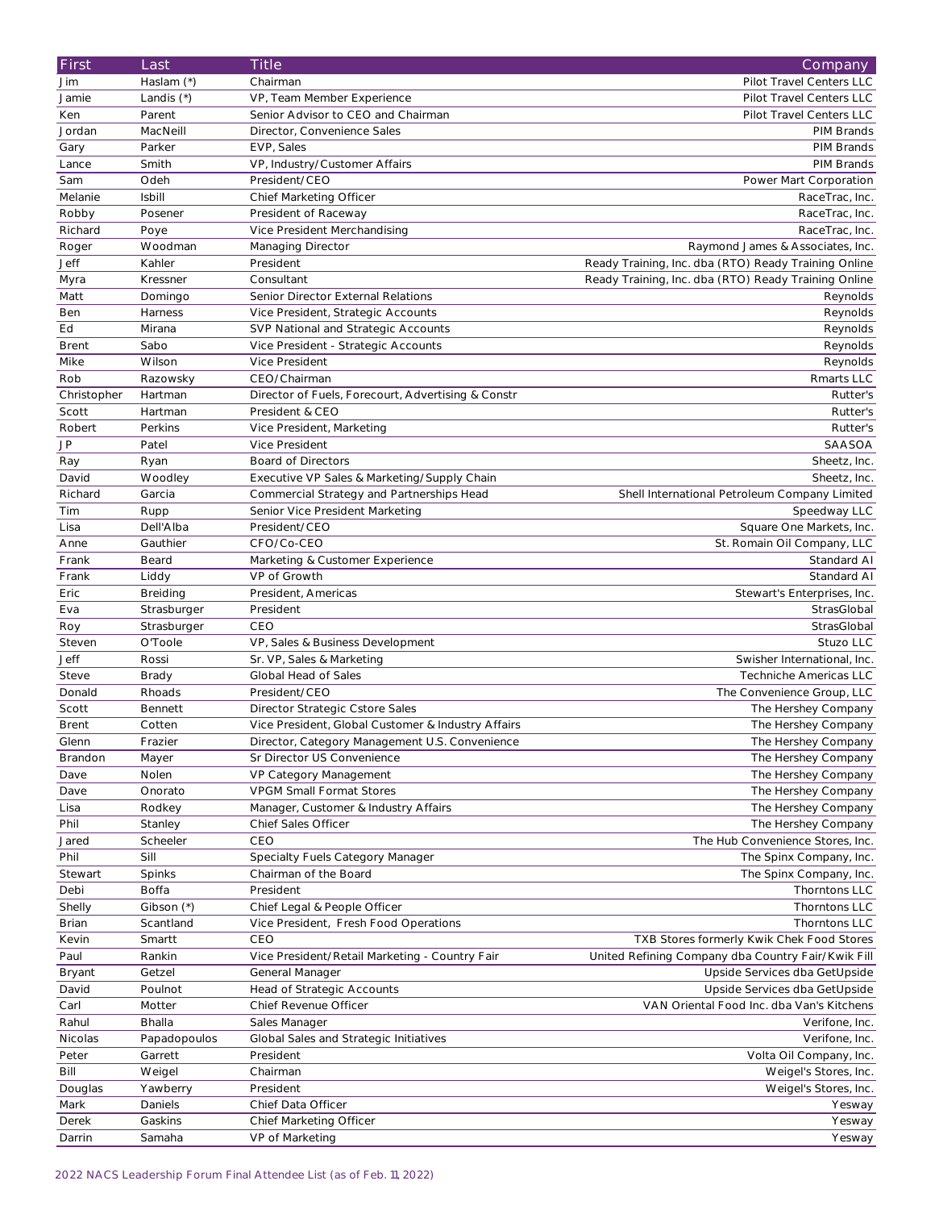| First | Last | Title | Company |
|---|---|---|---|
| Jim | Haslam (*) | Chairman | Pilot Travel Centers LLC |
| Jamie | Landis (*) | VP, Team Member Experience | Pilot Travel Centers LLC |
| Ken | Parent | Senior Advisor to CEO and Chairman | Pilot Travel Centers LLC |
| Jordan | MacNeill | Director, Convenience Sales | PIM Brands |
| Gary | Parker | EVP, Sales | PIM Brands |
| Lance | Smith | VP, Industry/Customer Affairs | PIM Brands |
| Sam | Odeh | President/CEO | Power Mart Corporation |
| Melanie | Isbill | Chief Marketing Officer | RaceTrac, Inc. |
| Robby | Posener | President of Raceway | RaceTrac, Inc. |
| Richard | Poye | Vice President Merchandising | RaceTrac, Inc. |
| Roger | Woodman | Managing Director | Raymond James & Associates, Inc. |
| Jeff | Kahler | President | Ready Training, Inc. dba (RTO) Ready Training Online |
| Myra | Kressner | Consultant | Ready Training, Inc. dba (RTO) Ready Training Online |
| Matt | Domingo | Senior Director External Relations | Reynolds |
| Ben | Harness | Vice President, Strategic Accounts | Reynolds |
| Ed | Mirana | SVP National and Strategic Accounts | Reynolds |
| Brent | Sabo | Vice President - Strategic Accounts | Reynolds |
| Mike | Wilson | Vice President | Reynolds |
| Rob | Razowsky | CEO/Chairman | Rmarts LLC |
| Christopher | Hartman | Director of Fuels, Forecourt, Advertising & Constr | Rutter's |
| Scott | Hartman | President & CEO | Rutter's |
| Robert | Perkins | Vice President, Marketing | Rutter's |
| JP | Patel | Vice President | SAASOA |
| Ray | Ryan | Board of Directors | Sheetz, Inc. |
| David | Woodley | Executive VP Sales & Marketing/Supply Chain | Sheetz, Inc. |
| Richard | Garcia | Commercial Strategy and Partnerships Head | Shell International Petroleum Company Limited |
| Tim | Rupp | Senior Vice President Marketing | Speedway LLC |
| Lisa | Dell'Alba | President/CEO | Square One Markets, Inc. |
| Anne | Gauthier | CFO/Co-CEO | St. Romain Oil Company, LLC |
| Frank | Beard | Marketing & Customer Experience | Standard AI |
| Frank | Liddy | VP of Growth | Standard AI |
| Eric | Breiding | President, Americas | Stewart's Enterprises, Inc. |
| Eva | Strasburger | President | StrasGlobal |
| Roy | Strasburger | CEO | StrasGlobal |
| Steven | O'Toole | VP, Sales & Business Development | Stuzo LLC |
| Jeff | Rossi | Sr. VP, Sales & Marketing | Swisher International, Inc. |
| Steve | Brady | Global Head of Sales | Techniche Americas LLC |
| Donald | Rhoads | President/CEO | The Convenience Group, LLC |
| Scott | Bennett | Director Strategic Cstore Sales | The Hershey Company |
| Brent | Cotten | Vice President, Global Customer & Industry Affairs | The Hershey Company |
| Glenn | Frazier | Director, Category Management U.S. Convenience | The Hershey Company |
| Brandon | Mayer | Sr Director US Convenience | The Hershey Company |
| Dave | Nolen | VP Category Management | The Hershey Company |
| Dave | Onorato | VPGM Small Format Stores | The Hershey Company |
| Lisa | Rodkey | Manager, Customer & Industry Affairs | The Hershey Company |
| Phil | Stanley | Chief Sales Officer | The Hershey Company |
| Jared | Scheeler | CEO | The Hub Convenience Stores, Inc. |
| Phil | Sill | Specialty Fuels Category Manager | The Spinx Company, Inc. |
| Stewart | Spinks | Chairman of the Board | The Spinx Company, Inc. |
| Debi | Boffa | President | Thorntons LLC |
| Shelly | Gibson (*) | Chief Legal & People Officer | Thorntons LLC |
| Brian | Scantland | Vice President, Fresh Food Operations | Thorntons LLC |
| Kevin | Smartt | CEO | TXB Stores formerly Kwik Chek Food Stores |
| Paul | Rankin | Vice President/Retail Marketing - Country Fair | United Refining Company dba Country Fair/Kwik Fill |
| Bryant | Getzel | General Manager | Upside Services dba GetUpside |
| David | Poulnot | Head of Strategic Accounts | Upside Services dba GetUpside |
| Carl | Motter | Chief Revenue Officer | VAN Oriental Food Inc. dba Van's Kitchens |
| Rahul | Bhalla | Sales Manager | Verifone, Inc. |
| Nicolas | Papadopoulos | Global Sales and Strategic Initiatives | Verifone, Inc. |
| Peter | Garrett | President | Volta Oil Company, Inc. |
| Bill | Weigel | Chairman | Weigel's Stores, Inc. |
| Douglas | Yawberry | President | Weigel's Stores, Inc. |
| Mark | Daniels | Chief Data Officer | Yesway |
| Derek | Gaskins | Chief Marketing Officer | Yesway |
| Darrin | Samaha | VP of Marketing | Yesway |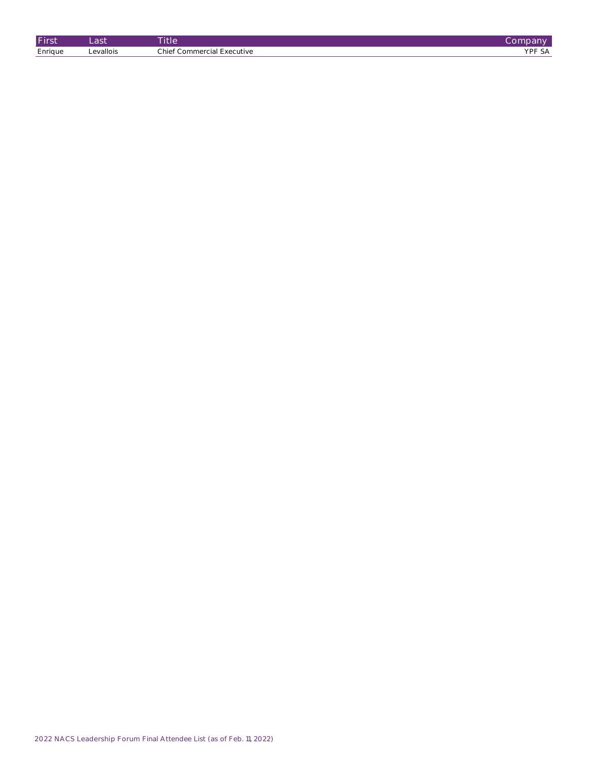| First | Last | Title | Company |
|---|---|---|---|
| Enrique | Levallois | Chief Commercial Executive | YPF SA |